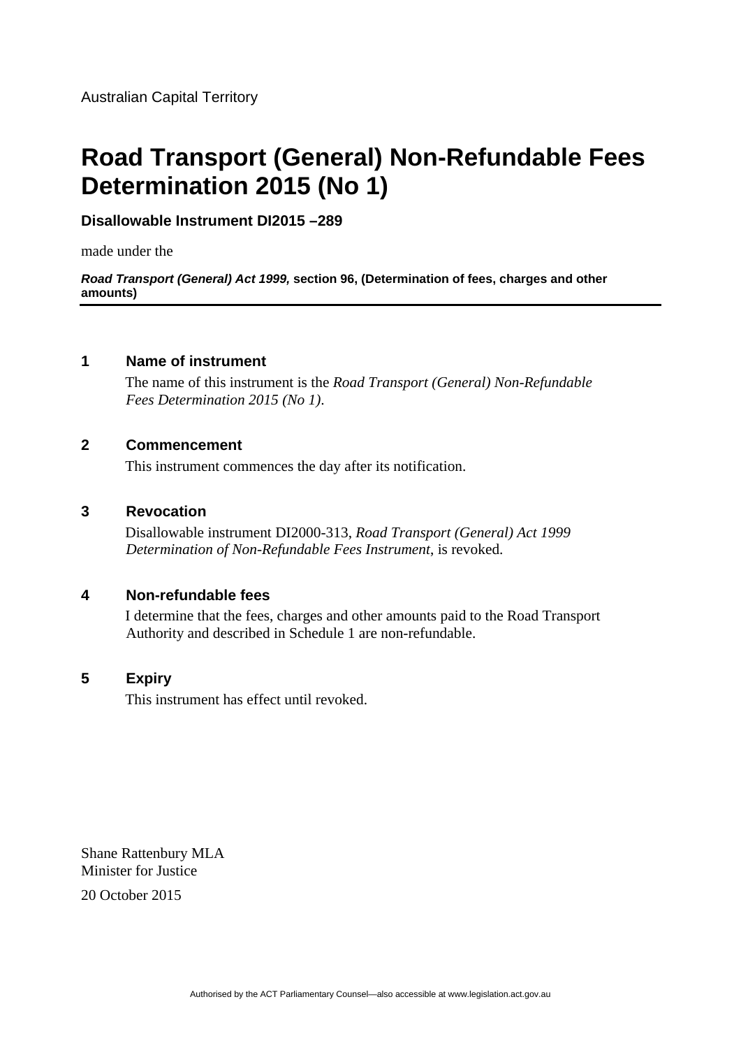Australian Capital Territory

# Road Transport (General) Non-Refundable Fees Determination 2015 (No 1)

**Disallowable Instrument DI2015 –289**

made under the

***Road Transport (General) Act 1999,*** **section 96, (Determination of fees, charges and other amounts)**

## 1 Name of instrument

The name of this instrument is the *Road Transport (General) Non-Refundable Fees Determination 2015 (No 1)*.

## 2 Commencement

This instrument commences the day after its notification.

## 3 Revocation

Disallowable instrument DI2000-313, *Road Transport (General) Act 1999 Determination of Non-Refundable Fees Instrument*, is revoked.

## 4 Non-refundable fees

I determine that the fees, charges and other amounts paid to the Road Transport Authority and described in Schedule 1 are non-refundable.

## 5 Expiry

This instrument has effect until revoked.

Shane Rattenbury MLA
Minister for Justice

20 October 2015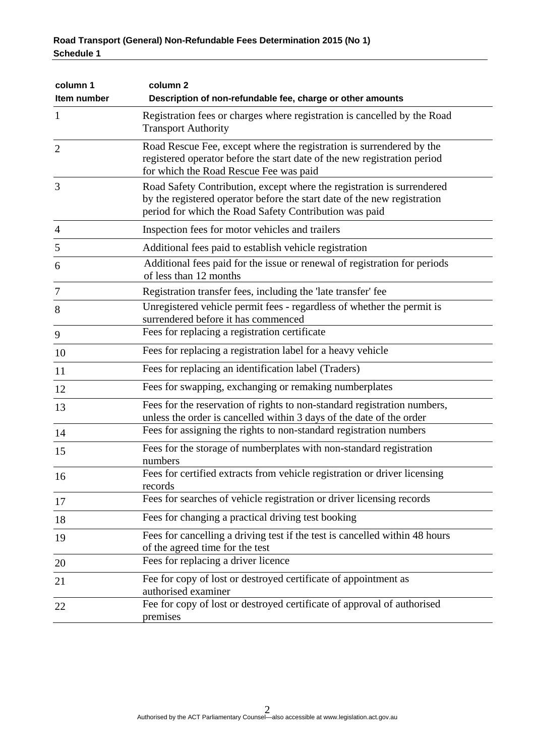| column 1<br>Item number | column 2<br>Description of non-refundable fee, charge or other amounts |
|---|---|
| 1 | Registration fees or charges where registration is cancelled by the Road Transport Authority |
| 2 | Road Rescue Fee, except where the registration is surrendered by the registered operator before the start date of the new registration period for which the Road Rescue Fee was paid |
| 3 | Road Safety Contribution, except where the registration is surrendered by the registered operator before the start date of the new registration period for which the Road Safety Contribution was paid |
| 4 | Inspection fees for motor vehicles and trailers |
| 5 | Additional fees paid to establish vehicle registration |
| 6 | Additional fees paid for the issue or renewal of registration for periods of less than 12 months |
| 7 | Registration transfer fees, including the 'late transfer' fee |
| 8 | Unregistered vehicle permit fees - regardless of whether the permit is surrendered before it has commenced |
| 9 | Fees for replacing a registration certificate |
| 10 | Fees for replacing a registration label for a heavy vehicle |
| 11 | Fees for replacing an identification label (Traders) |
| 12 | Fees for swapping, exchanging or remaking numberplates |
| 13 | Fees for the reservation of rights to non-standard registration numbers, unless the order is cancelled within 3 days of the date of the order |
| 14 | Fees for assigning the rights to non-standard registration numbers |
| 15 | Fees for the storage of numberplates with non-standard registration numbers |
| 16 | Fees for certified extracts from vehicle registration or driver licensing records |
| 17 | Fees for searches of vehicle registration or driver licensing records |
| 18 | Fees for changing a practical driving test booking |
| 19 | Fees for cancelling a driving test if the test is cancelled within 48 hours of the agreed time for the test |
| 20 | Fees for replacing a driver licence |
| 21 | Fee for copy of lost or destroyed certificate of appointment as authorised examiner |
| 22 | Fee for copy of lost or destroyed certificate of approval of authorised premises |